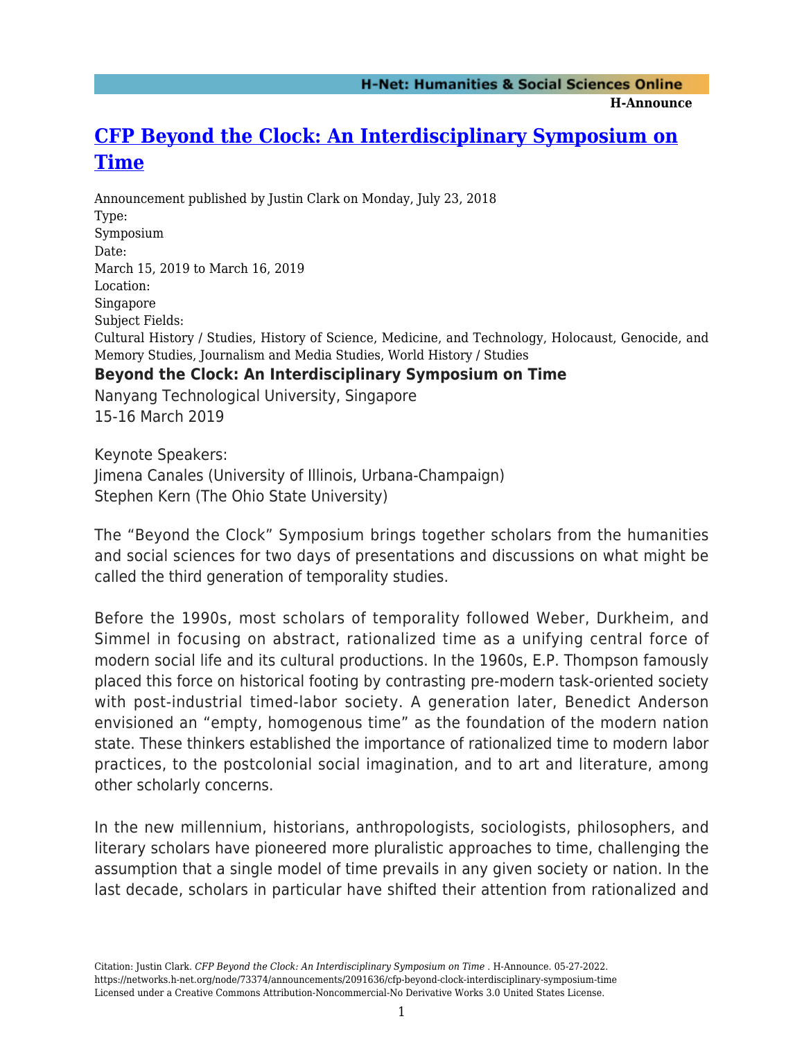# [CFP Beyond the Clock: An Interdisciplinary Symposium on Time](https://networks.h-net.org/node/73374/announcements/2091636/cfp-beyond-clock-interdisciplinary-symposium-time)

Announcement published by Justin Clark on Monday, July 23, 2018

Type:
Symposium

Date:
March 15, 2019 to March 16, 2019

Location:
Singapore

Subject Fields:
Cultural History / Studies, History of Science, Medicine, and Technology, Holocaust, Genocide, and Memory Studies, Journalism and Media Studies, World History / Studies

**Beyond the Clock: An Interdisciplinary Symposium on Time**

Nanyang Technological University, Singapore
15-16 March 2019

Keynote Speakers:
Jimena Canales (University of Illinois, Urbana-Champaign)
Stephen Kern (The Ohio State University)

The "Beyond the Clock" Symposium brings together scholars from the humanities and social sciences for two days of presentations and discussions on what might be called the third generation of temporality studies.

Before the 1990s, most scholars of temporality followed Weber, Durkheim, and Simmel in focusing on abstract, rationalized time as a unifying central force of modern social life and its cultural productions. In the 1960s, E.P. Thompson famously placed this force on historical footing by contrasting pre-modern task-oriented society with post-industrial timed-labor society. A generation later, Benedict Anderson envisioned an "empty, homogenous time" as the foundation of the modern nation state. These thinkers established the importance of rationalized time to modern labor practices, to the postcolonial social imagination, and to art and literature, among other scholarly concerns.

In the new millennium, historians, anthropologists, sociologists, philosophers, and literary scholars have pioneered more pluralistic approaches to time, challenging the assumption that a single model of time prevails in any given society or nation. In the last decade, scholars in particular have shifted their attention from rationalized and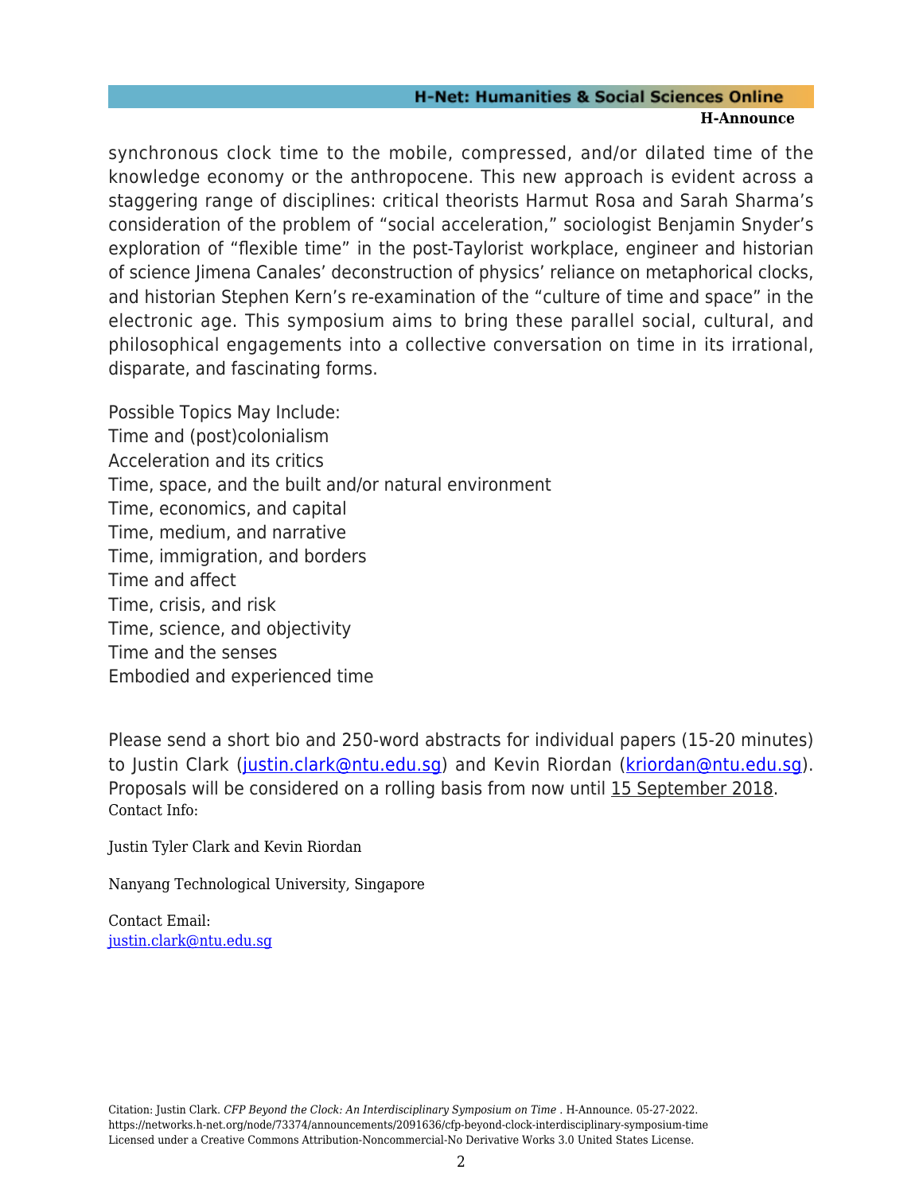synchronous clock time to the mobile, compressed, and/or dilated time of the knowledge economy or the anthropocene. This new approach is evident across a staggering range of disciplines: critical theorists Harmut Rosa and Sarah Sharma's consideration of the problem of "social acceleration," sociologist Benjamin Snyder's exploration of "flexible time" in the post-Taylorist workplace, engineer and historian of science Jimena Canales' deconstruction of physics' reliance on metaphorical clocks, and historian Stephen Kern's re-examination of the "culture of time and space" in the electronic age. This symposium aims to bring these parallel social, cultural, and philosophical engagements into a collective conversation on time in its irrational, disparate, and fascinating forms.

Possible Topics May Include:
Time and (post)colonialism
Acceleration and its critics
Time, space, and the built and/or natural environment
Time, economics, and capital
Time, medium, and narrative
Time, immigration, and borders
Time and affect
Time, crisis, and risk
Time, science, and objectivity
Time and the senses
Embodied and experienced time

Please send a short bio and 250-word abstracts for individual papers (15-20 minutes) to Justin Clark (justin.clark@ntu.edu.sg) and Kevin Riordan (kriordan@ntu.edu.sg). Proposals will be considered on a rolling basis from now until 15 September 2018.

Contact Info:

Justin Tyler Clark and Kevin Riordan

Nanyang Technological University, Singapore

Contact Email:
justin.clark@ntu.edu.sg

Citation: Justin Clark. *CFP Beyond the Clock: An Interdisciplinary Symposium on Time* . H-Announce. 05-27-2022.
https://networks.h-net.org/node/73374/announcements/2091636/cfp-beyond-clock-interdisciplinary-symposium-time
Licensed under a Creative Commons Attribution-Noncommercial-No Derivative Works 3.0 United States License.